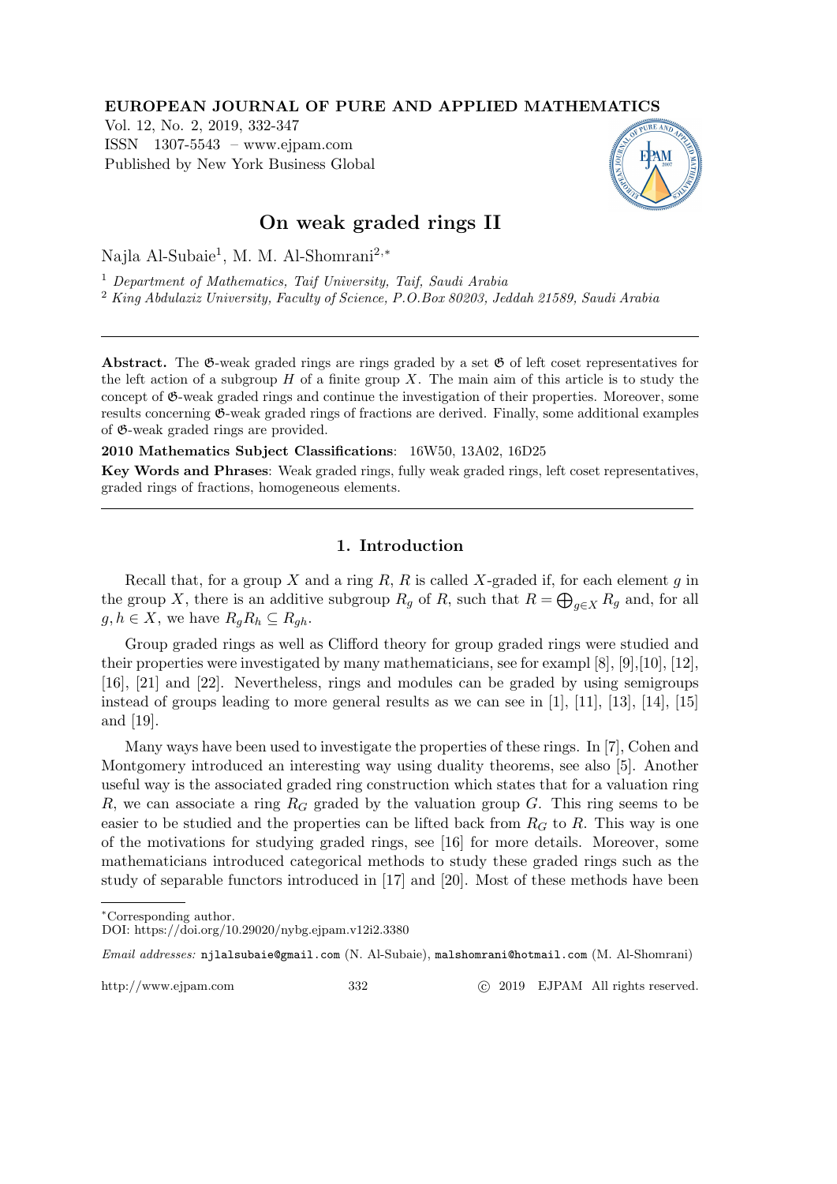**EUROPEAN JOURNAL OF PURE AND APPLIED MATHEMATICS**
Vol. 12, No. 2, 2019, 332-347
ISSN 1307-5543 – www.ejpam.com
Published by New York Business Global

# On weak graded rings II

Najla Al-Subaie[1], M. M. Al-Shomrani[2,*]

[1] *Department of Mathematics, Taif University, Taif, Saudi Arabia*
[2] *King Abdulaziz University, Faculty of Science, P.O.Box 80203, Jeddah 21589, Saudi Arabia*

---

**Abstract.** The $\mathfrak{G}$-weak graded rings are rings graded by a set $\mathfrak{G}$ of left coset representatives for the left action of a subgroup $H$ of a finite group $X$. The main aim of this article is to study the concept of $\mathfrak{G}$-weak graded rings and continue the investigation of their properties. Moreover, some results concerning $\mathfrak{G}$-weak graded rings of fractions are derived. Finally, some additional examples of $\mathfrak{G}$-weak graded rings are provided.

**2010 Mathematics Subject Classifications**: 16W50, 13A02, 16D25

**Key Words and Phrases**: Weak graded rings, fully weak graded rings, left coset representatives, graded rings of fractions, homogeneous elements.

---

## 1. Introduction

Recall that, for a group $X$ and a ring $R$, $R$ is called $X$-graded if, for each element $g$ in the group $X$, there is an additive subgroup $R_g$ of $R$, such that $R = \bigoplus_{g \in X} R_g$ and, for all $g, h \in X$, we have $R_g R_h \subseteq R_{gh}$.

Group graded rings as well as Clifford theory for group graded rings were studied and their properties were investigated by many mathematicians, see for exampl [8], [9],[10], [12], [16], [21] and [22]. Nevertheless, rings and modules can be graded by using semigroups instead of groups leading to more general results as we can see in [1], [11], [13], [14], [15] and [19].

Many ways have been used to investigate the properties of these rings. In [7], Cohen and Montgomery introduced an interesting way using duality theorems, see also [5]. Another useful way is the associated graded ring construction which states that for a valuation ring $R$, we can associate a ring $R_G$ graded by the valuation group $G$. This ring seems to be easier to be studied and the properties can be lifted back from $R_G$ to $R$. This way is one of the motivations for studying graded rings, see [16] for more details. Moreover, some mathematicians introduced categorical methods to study these graded rings such as the study of separable functors introduced in [17] and [20]. Most of these methods have been

---

*Corresponding author.
DOI: https://doi.org/10.29020/nybg.ejpam.v12i2.3380

*Email addresses:* njlalsubaie@gmail.com (N. Al-Subaie), malshomrani@hotmail.com (M. Al-Shomrani)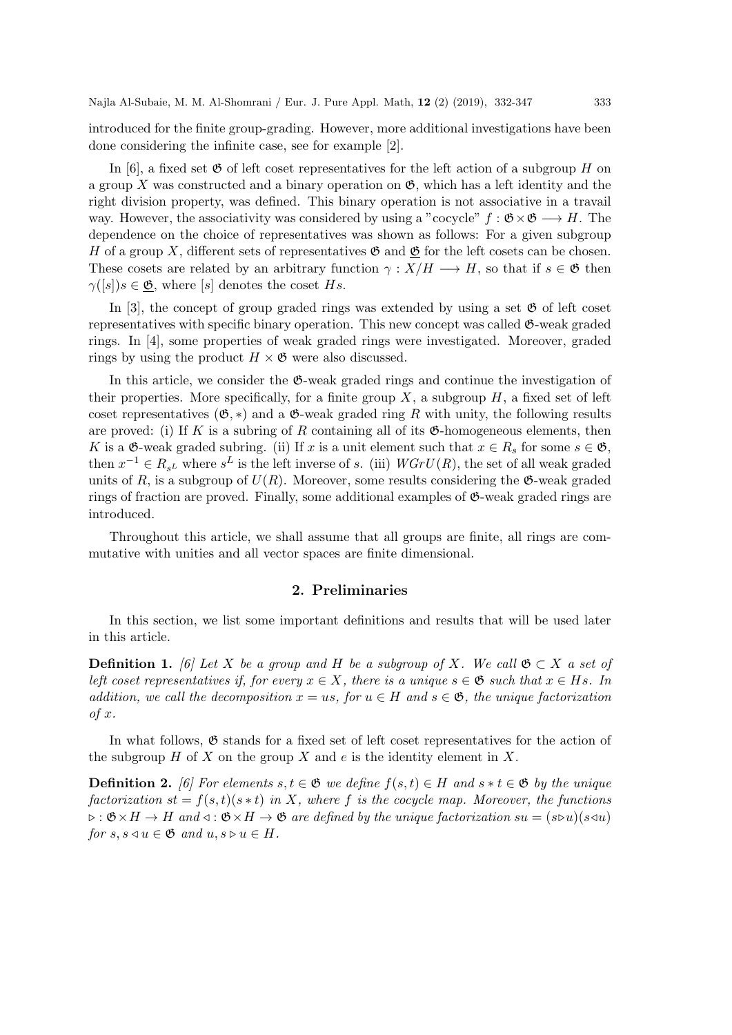introduced for the finite group-grading. However, more additional investigations have been done considering the infinite case, see for example [2].

In [6], a fixed set $\mathfrak{G}$ of left coset representatives for the left action of a subgroup $H$ on a group $X$ was constructed and a binary operation on $\mathfrak{G}$, which has a left identity and the right division property, was defined. This binary operation is not associative in a travail way. However, the associativity was considered by using a "cocycle" $f : \mathfrak{G} \times \mathfrak{G} \longrightarrow H$. The dependence on the choice of representatives was shown as follows: For a given subgroup $H$ of a group $X$, different sets of representatives $\mathfrak{G}$ and $\underline{\mathfrak{G}}$ for the left cosets can be chosen. These cosets are related by an arbitrary function $\gamma : X/H \longrightarrow H$, so that if $s \in \mathfrak{G}$ then $\gamma([s])s \in \underline{\mathfrak{G}}$, where $[s]$ denotes the coset $Hs$.

In [3], the concept of group graded rings was extended by using a set $\mathfrak{G}$ of left coset representatives with specific binary operation. This new concept was called $\mathfrak{G}$-weak graded rings. In [4], some properties of weak graded rings were investigated. Moreover, graded rings by using the product $H \times \mathfrak{G}$ were also discussed.

In this article, we consider the $\mathfrak{G}$-weak graded rings and continue the investigation of their properties. More specifically, for a finite group $X$, a subgroup $H$, a fixed set of left coset representatives $(\mathfrak{G}, *)$ and a $\mathfrak{G}$-weak graded ring $R$ with unity, the following results are proved: (i) If $K$ is a subring of $R$ containing all of its $\mathfrak{G}$-homogeneous elements, then $K$ is a $\mathfrak{G}$-weak graded subring. (ii) If $x$ is a unit element such that $x \in R_s$ for some $s \in \mathfrak{G}$, then $x^{-1} \in R_{s^L}$ where $s^L$ is the left inverse of $s$. (iii) $WGrU(R)$, the set of all weak graded units of $R$, is a subgroup of $U(R)$. Moreover, some results considering the $\mathfrak{G}$-weak graded rings of fraction are proved. Finally, some additional examples of $\mathfrak{G}$-weak graded rings are introduced.

Throughout this article, we shall assume that all groups are finite, all rings are commutative with unities and all vector spaces are finite dimensional.

## 2. Preliminaries

In this section, we list some important definitions and results that will be used later in this article.

**Definition 1.** *[6] Let $X$ be a group and $H$ be a subgroup of $X$. We call $\mathfrak{G} \subset X$ a set of left coset representatives if, for every $x \in X$, there is a unique $s \in \mathfrak{G}$ such that $x \in Hs$. In addition, we call the decomposition $x = us$, for $u \in H$ and $s \in \mathfrak{G}$, the unique factorization of $x$.*

In what follows, $\mathfrak{G}$ stands for a fixed set of left coset representatives for the action of the subgroup $H$ of $X$ on the group $X$ and $e$ is the identity element in $X$.

**Definition 2.** *[6] For elements $s, t \in \mathfrak{G}$ we define $f(s,t) \in H$ and $s * t \in \mathfrak{G}$ by the unique factorization $st = f(s,t)(s * t)$ in $X$, where $f$ is the cocycle map. Moreover, the functions $\triangleright : \mathfrak{G} \times H \to H$ and $\triangleleft : \mathfrak{G} \times H \to \mathfrak{G}$ are defined by the unique factorization $su = (s \triangleright u)(s \triangleleft u)$ for $s, s \triangleleft u \in \mathfrak{G}$ and $u, s \triangleright u \in H$.*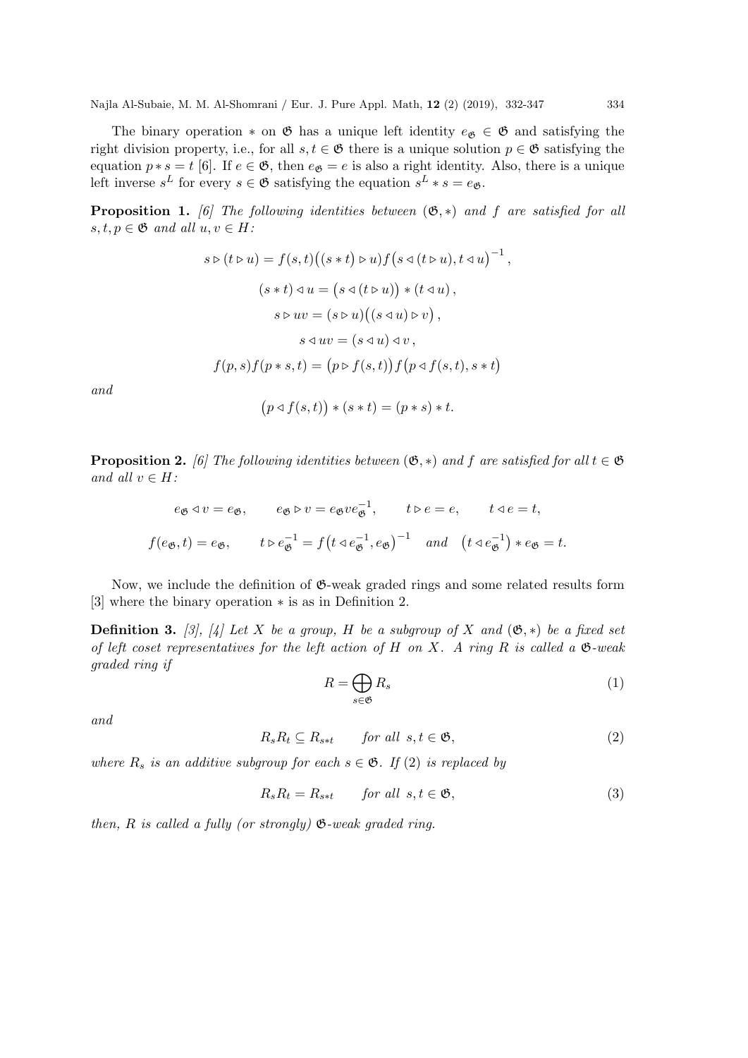The binary operation $*$ on $\mathfrak{G}$ has a unique left identity $e_{\mathfrak{G}} \in \mathfrak{G}$ and satisfying the right division property, i.e., for all $s, t \in \mathfrak{G}$ there is a unique solution $p \in \mathfrak{G}$ satisfying the equation $p * s = t$ [6]. If $e \in \mathfrak{G}$, then $e_{\mathfrak{G}} = e$ is also a right identity. Also, there is a unique left inverse $s^L$ for every $s \in \mathfrak{G}$ satisfying the equation $s^L * s = e_{\mathfrak{G}}$.

**Proposition 1.** *[6] The following identities between $(\mathfrak{G}, *)$ and $f$ are satisfied for all $s, t, p \in \mathfrak{G}$ and all $u, v \in H$:*

$$s \triangleright (t \triangleright u) = f(s,t)\big((s*t) \triangleright u\big) f\big(s \triangleleft (t \triangleright u), t \triangleleft u\big)^{-1},$$

$$(s*t) \triangleleft u = \big(s \triangleleft (t \triangleright u)\big) * (t \triangleleft u),$$

$$s \triangleright uv = (s \triangleright u)\big((s \triangleleft u) \triangleright v\big),$$

$$s \triangleleft uv = (s \triangleleft u) \triangleleft v,$$

$$f(p,s)f(p*s,t) = \big(p \triangleright f(s,t)\big) f\big(p \triangleleft f(s,t), s*t\big)$$

*and*

$$\big(p \triangleleft f(s,t)\big) * (s*t) = (p*s)*t.$$

**Proposition 2.** *[6] The following identities between $(\mathfrak{G}, *)$ and $f$ are satisfied for all $t \in \mathfrak{G}$ and all $v \in H$:*

$$e_{\mathfrak{G}} \triangleleft v = e_{\mathfrak{G}}, \qquad e_{\mathfrak{G}} \triangleright v = e_{\mathfrak{G}} v e_{\mathfrak{G}}^{-1}, \qquad t \triangleright e = e, \qquad t \triangleleft e = t,$$

$$f(e_{\mathfrak{G}}, t) = e_{\mathfrak{G}}, \qquad t \triangleright e_{\mathfrak{G}}^{-1} = f\big(t \triangleleft e_{\mathfrak{G}}^{-1}, e_{\mathfrak{G}}\big)^{-1} \quad and \quad \big(t \triangleleft e_{\mathfrak{G}}^{-1}\big) * e_{\mathfrak{G}} = t.$$

Now, we include the definition of $\mathfrak{G}$-weak graded rings and some related results form [3] where the binary operation $*$ is as in Definition 2.

**Definition 3.** *[3], [4] Let $X$ be a group, $H$ be a subgroup of $X$ and $(\mathfrak{G}, *)$ be a fixed set of left coset representatives for the left action of $H$ on $X$. A ring $R$ is called a $\mathfrak{G}$-weak graded ring if*

$$R = \bigoplus_{s \in \mathfrak{G}} R_s \tag{1}$$

*and*

$$R_s R_t \subseteq R_{s*t} \qquad for\ all\ \ s, t \in \mathfrak{G}, \tag{2}$$

*where $R_s$ is an additive subgroup for each $s \in \mathfrak{G}$. If (2) is replaced by*

$$R_s R_t = R_{s*t} \qquad for\ all\ \ s, t \in \mathfrak{G}, \tag{3}$$

*then, $R$ is called a fully (or strongly) $\mathfrak{G}$-weak graded ring.*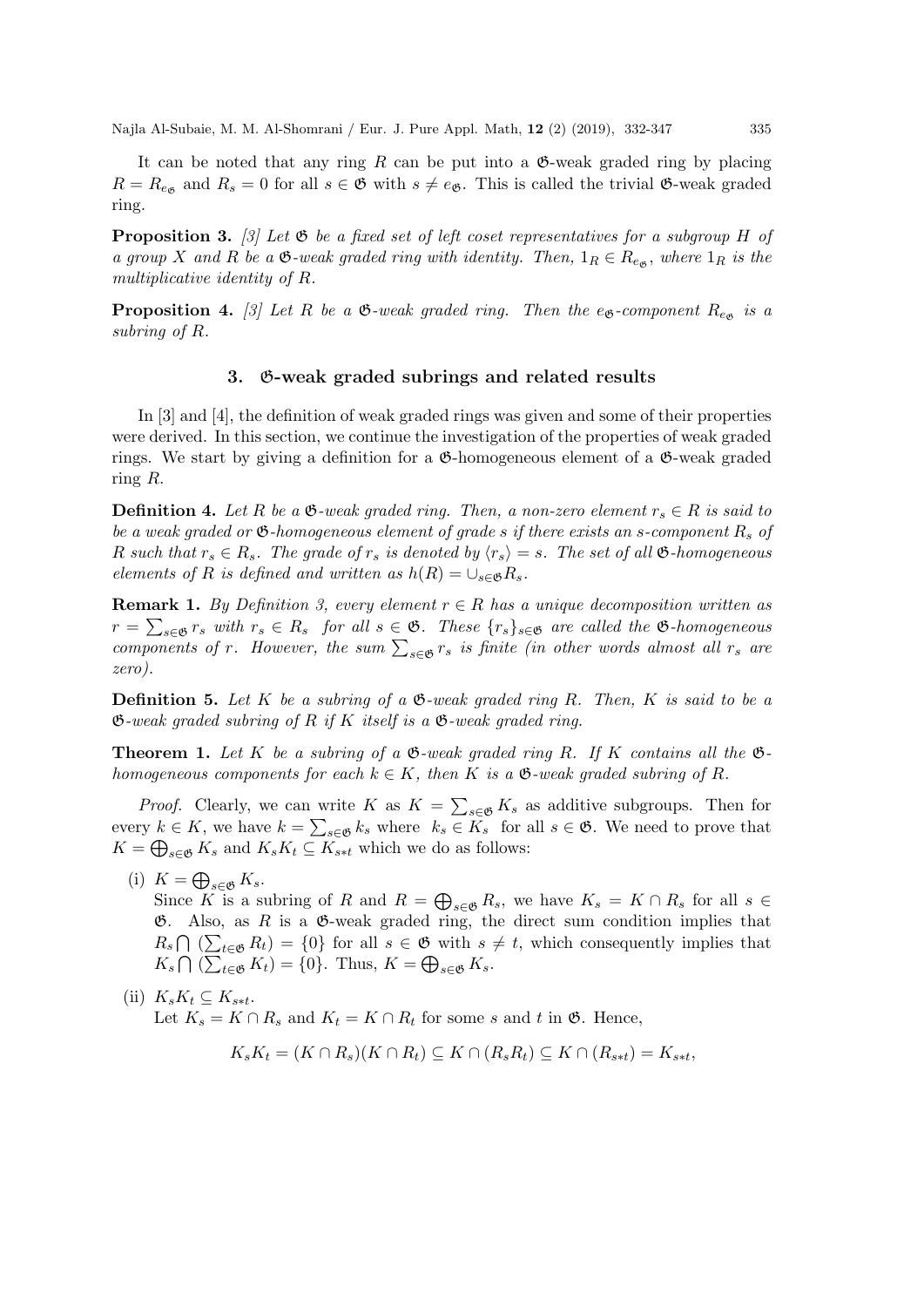It can be noted that any ring $R$ can be put into a $\mathfrak{G}$-weak graded ring by placing $R = R_{e_{\mathfrak{G}}}$ and $R_s = 0$ for all $s \in \mathfrak{G}$ with $s \neq e_{\mathfrak{G}}$. This is called the trivial $\mathfrak{G}$-weak graded ring.

**Proposition 3.** *[3] Let $\mathfrak{G}$ be a fixed set of left coset representatives for a subgroup $H$ of a group $X$ and $R$ be a $\mathfrak{G}$-weak graded ring with identity. Then, $1_R \in R_{e_{\mathfrak{G}}}$, where $1_R$ is the multiplicative identity of $R$.*

**Proposition 4.** *[3] Let $R$ be a $\mathfrak{G}$-weak graded ring. Then the $e_{\mathfrak{G}}$-component $R_{e_{\mathfrak{G}}}$ is a subring of $R$.*

## 3. $\mathfrak{G}$-weak graded subrings and related results

In [3] and [4], the definition of weak graded rings was given and some of their properties were derived. In this section, we continue the investigation of the properties of weak graded rings. We start by giving a definition for a $\mathfrak{G}$-homogeneous element of a $\mathfrak{G}$-weak graded ring $R$.

**Definition 4.** *Let $R$ be a $\mathfrak{G}$-weak graded ring. Then, a non-zero element $r_s \in R$ is said to be a weak graded or $\mathfrak{G}$-homogeneous element of grade $s$ if there exists an $s$-component $R_s$ of $R$ such that $r_s \in R_s$. The grade of $r_s$ is denoted by $\langle r_s \rangle = s$. The set of all $\mathfrak{G}$-homogeneous elements of $R$ is defined and written as $h(R) = \cup_{s \in \mathfrak{G}} R_s$.*

**Remark 1.** *By Definition 3, every element $r \in R$ has a unique decomposition written as $r = \sum_{s \in \mathfrak{G}} r_s$ with $r_s \in R_s$ for all $s \in \mathfrak{G}$. These $\{r_s\}_{s \in \mathfrak{G}}$ are called the $\mathfrak{G}$-homogeneous components of $r$. However, the sum $\sum_{s \in \mathfrak{G}} r_s$ is finite (in other words almost all $r_s$ are zero).*

**Definition 5.** *Let $K$ be a subring of a $\mathfrak{G}$-weak graded ring $R$. Then, $K$ is said to be a $\mathfrak{G}$-weak graded subring of $R$ if $K$ itself is a $\mathfrak{G}$-weak graded ring.*

**Theorem 1.** *Let $K$ be a subring of a $\mathfrak{G}$-weak graded ring $R$. If $K$ contains all the $\mathfrak{G}$-homogeneous components for each $k \in K$, then $K$ is a $\mathfrak{G}$-weak graded subring of $R$.*

*Proof.* Clearly, we can write $K$ as $K = \sum_{s \in \mathfrak{G}} K_s$ as additive subgroups. Then for every $k \in K$, we have $k = \sum_{s \in \mathfrak{G}} k_s$ where $k_s \in K_s$ for all $s \in \mathfrak{G}$. We need to prove that $K = \bigoplus_{s \in \mathfrak{G}} K_s$ and $K_s K_t \subseteq K_{s*t}$ which we do as follows:

(i) $K = \bigoplus_{s \in \mathfrak{G}} K_s$.
Since $K$ is a subring of $R$ and $R = \bigoplus_{s \in \mathfrak{G}} R_s$, we have $K_s = K \cap R_s$ for all $s \in \mathfrak{G}$. Also, as $R$ is a $\mathfrak{G}$-weak graded ring, the direct sum condition implies that $R_s \bigcap \left(\sum_{t \in \mathfrak{G}} R_t\right) = \{0\}$ for all $s \in \mathfrak{G}$ with $s \neq t$, which consequently implies that $K_s \bigcap \left(\sum_{t \in \mathfrak{G}} K_t\right) = \{0\}$. Thus, $K = \bigoplus_{s \in \mathfrak{G}} K_s$.

(ii) $K_s K_t \subseteq K_{s*t}$.
Let $K_s = K \cap R_s$ and $K_t = K \cap R_t$ for some $s$ and $t$ in $\mathfrak{G}$. Hence,

$$K_s K_t = (K \cap R_s)(K \cap R_t) \subseteq K \cap (R_s R_t) \subseteq K \cap (R_{s*t}) = K_{s*t},$$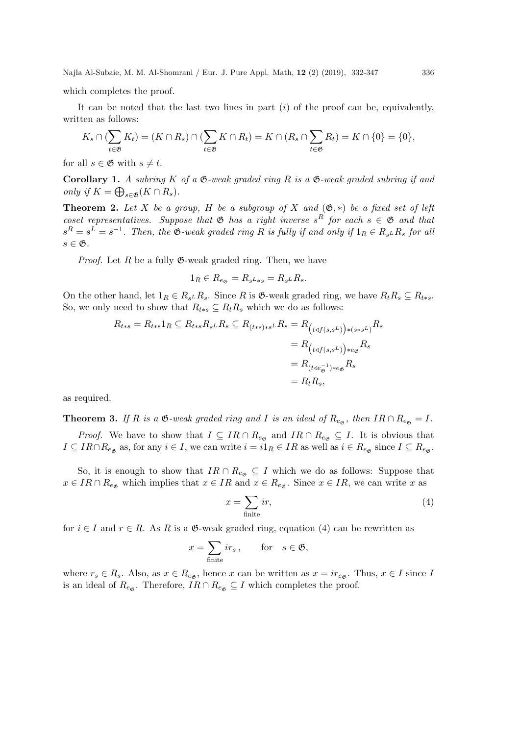which completes the proof.

It can be noted that the last two lines in part $(i)$ of the proof can be, equivalently, written as follows:

$$K_s \cap (\sum_{t\in\mathfrak{G}} K_t) = (K \cap R_s) \cap (\sum_{t\in\mathfrak{G}} K \cap R_t) = K \cap (R_s \cap \sum_{t\in\mathfrak{G}} R_t) = K \cap \{0\} = \{0\},$$

for all $s \in \mathfrak{G}$ with $s \neq t$.

**Corollary 1.** *A subring $K$ of a $\mathfrak{G}$-weak graded ring $R$ is a $\mathfrak{G}$-weak graded subring if and only if $K = \bigoplus_{s\in\mathfrak{G}}(K \cap R_s)$.*

**Theorem 2.** *Let $X$ be a group, $H$ be a subgroup of $X$ and $(\mathfrak{G}, *)$ be a fixed set of left coset representatives. Suppose that $\mathfrak{G}$ has a right inverse $s^R$ for each $s \in \mathfrak{G}$ and that $s^R = s^L = s^{-1}$. Then, the $\mathfrak{G}$-weak graded ring $R$ is fully if and only if $1_R \in R_{s^L}R_s$ for all $s \in \mathfrak{G}$.*

*Proof.* Let $R$ be a fully $\mathfrak{G}$-weak graded ring. Then, we have

$$1_R \in R_{e_\mathfrak{G}} = R_{s^L * s} = R_{s^L}R_s.$$

On the other hand, let $1_R \in R_{s^L}R_s$. Since $R$ is $\mathfrak{G}$-weak graded ring, we have $R_tR_s \subseteq R_{t*s}$. So, we only need to show that $R_{t*s} \subseteq R_tR_s$ which we do as follows:

$$\begin{aligned}
R_{t*s} = R_{t*s}1_R \subseteq R_{t*s}R_{s^L}R_s \subseteq R_{(t*s)*s^L}R_s &= R_{\left(t\triangleleft f(s,s^L)\right)*(s*s^L)}R_s \\
&= R_{\left(t\triangleleft f(s,s^L)\right)*e_\mathfrak{G}}R_s \\
&= R_{(t\triangleleft e_\mathfrak{G}^{-1})*e_\mathfrak{G}}R_s \\
&= R_tR_s,
\end{aligned}$$

as required.

**Theorem 3.** *If $R$ is a $\mathfrak{G}$-weak graded ring and $I$ is an ideal of $R_{e_\mathfrak{G}}$, then $IR \cap R_{e_\mathfrak{G}} = I$.*

*Proof.* We have to show that $I \subseteq IR \cap R_{e_\mathfrak{G}}$ and $IR \cap R_{e_\mathfrak{G}} \subseteq I$. It is obvious that $I \subseteq IR \cap R_{e_\mathfrak{G}}$ as, for any $i \in I$, we can write $i = i1_R \in IR$ as well as $i \in R_{e_\mathfrak{G}}$ since $I \subseteq R_{e_\mathfrak{G}}$.

So, it is enough to show that $IR \cap R_{e_\mathfrak{G}} \subseteq I$ which we do as follows: Suppose that $x \in IR \cap R_{e_\mathfrak{G}}$ which implies that $x \in IR$ and $x \in R_{e_\mathfrak{G}}$. Since $x \in IR$, we can write $x$ as

$$x = \sum_{\text{finite}} ir, \tag{4}$$

for $i \in I$ and $r \in R$. As $R$ is a $\mathfrak{G}$-weak graded ring, equation (4) can be rewritten as

$$x = \sum_{\text{finite}} ir_s, \qquad \text{for} \quad s \in \mathfrak{G},$$

where $r_s \in R_s$. Also, as $x \in R_{e_\mathfrak{G}}$, hence $x$ can be written as $x = ir_{e_\mathfrak{G}}$. Thus, $x \in I$ since $I$ is an ideal of $R_{e_\mathfrak{G}}$. Therefore, $IR \cap R_{e_\mathfrak{G}} \subseteq I$ which completes the proof.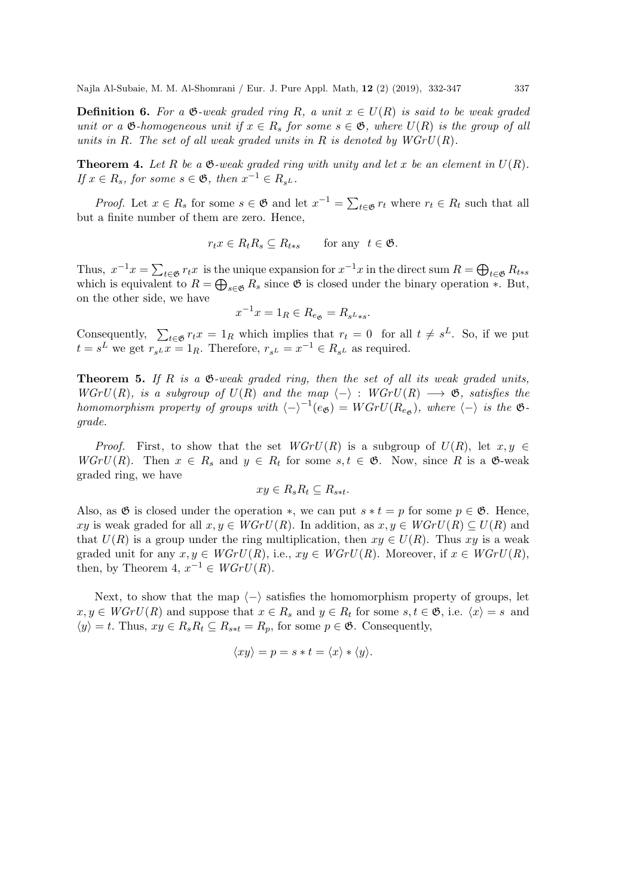**Definition 6.** *For a $\mathfrak{G}$-weak graded ring $R$, a unit $x \in U(R)$ is said to be weak graded unit or a $\mathfrak{G}$-homogeneous unit if $x \in R_s$ for some $s \in \mathfrak{G}$, where $U(R)$ is the group of all units in $R$. The set of all weak graded units in $R$ is denoted by $WGrU(R)$.*

**Theorem 4.** *Let $R$ be a $\mathfrak{G}$-weak graded ring with unity and let $x$ be an element in $U(R)$. If $x \in R_s$, for some $s \in \mathfrak{G}$, then $x^{-1} \in R_{s^L}$.*

*Proof.* Let $x \in R_s$ for some $s \in \mathfrak{G}$ and let $x^{-1} = \sum_{t \in \mathfrak{G}} r_t$ where $r_t \in R_t$ such that all but a finite number of them are zero. Hence,

$$r_t x \in R_t R_s \subseteq R_{t*s} \qquad \text{for any} \quad t \in \mathfrak{G}.$$

Thus, $x^{-1}x = \sum_{t \in \mathfrak{G}} r_t x$ is the unique expansion for $x^{-1}x$ in the direct sum $R = \bigoplus_{t \in \mathfrak{G}} R_{t*s}$ which is equivalent to $R = \bigoplus_{s \in \mathfrak{G}} R_s$ since $\mathfrak{G}$ is closed under the binary operation $*$. But, on the other side, we have

$$x^{-1}x = 1_R \in R_{e_{\mathfrak{G}}} = R_{s^L * s}.$$

Consequently, $\sum_{t \in \mathfrak{G}} r_t x = 1_R$ which implies that $r_t = 0$ for all $t \neq s^L$. So, if we put $t = s^L$ we get $r_{s^L} x = 1_R$. Therefore, $r_{s^L} = x^{-1} \in R_{s^L}$ as required.

**Theorem 5.** *If $R$ is a $\mathfrak{G}$-weak graded ring, then the set of all its weak graded units, $WGrU(R)$, is a subgroup of $U(R)$ and the map $\langle - \rangle : WGrU(R) \longrightarrow \mathfrak{G}$, satisfies the homomorphism property of groups with $\langle - \rangle^{-1}(e_{\mathfrak{G}}) = WGrU(R_{e_{\mathfrak{G}}})$, where $\langle - \rangle$ is the $\mathfrak{G}$-grade.*

*Proof.* First, to show that the set $WGrU(R)$ is a subgroup of $U(R)$, let $x, y \in WGrU(R)$. Then $x \in R_s$ and $y \in R_t$ for some $s, t \in \mathfrak{G}$. Now, since $R$ is a $\mathfrak{G}$-weak graded ring, we have

$$xy \in R_s R_t \subseteq R_{s*t}.$$

Also, as $\mathfrak{G}$ is closed under the operation $*$, we can put $s * t = p$ for some $p \in \mathfrak{G}$. Hence, $xy$ is weak graded for all $x, y \in WGrU(R)$. In addition, as $x, y \in WGrU(R) \subseteq U(R)$ and that $U(R)$ is a group under the ring multiplication, then $xy \in U(R)$. Thus $xy$ is a weak graded unit for any $x, y \in WGrU(R)$, i.e., $xy \in WGrU(R)$. Moreover, if $x \in WGrU(R)$, then, by Theorem 4, $x^{-1} \in WGrU(R)$.

Next, to show that the map $\langle - \rangle$ satisfies the homomorphism property of groups, let $x, y \in WGrU(R)$ and suppose that $x \in R_s$ and $y \in R_t$ for some $s, t \in \mathfrak{G}$, i.e. $\langle x \rangle = s$ and $\langle y \rangle = t$. Thus, $xy \in R_s R_t \subseteq R_{s*t} = R_p$, for some $p \in \mathfrak{G}$. Consequently,

$$\langle xy \rangle = p = s * t = \langle x \rangle * \langle y \rangle.$$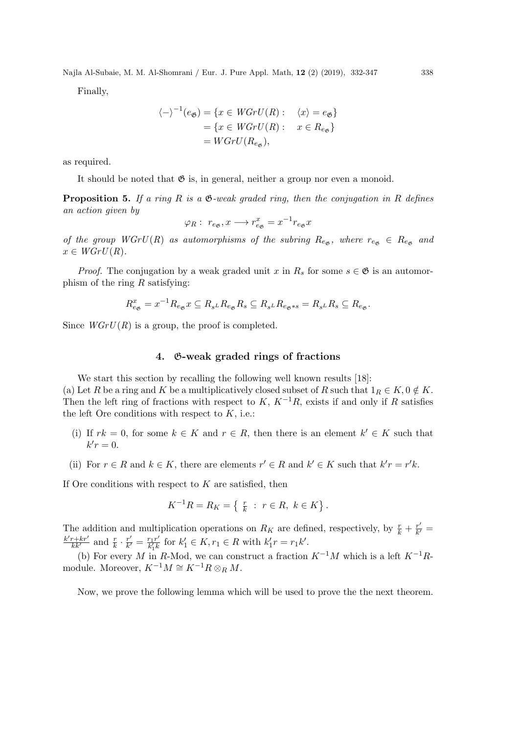Finally,

$$\begin{aligned}
\langle - \rangle^{-1}(e_{\mathfrak{G}}) &= \{x \in WGrU(R) : \quad \langle x \rangle = e_{\mathfrak{G}}\} \\
&= \{x \in WGrU(R) : \quad x \in R_{e_{\mathfrak{G}}}\} \\
&= WGrU(R_{e_{\mathfrak{G}}}),
\end{aligned}$$

as required.

It should be noted that $\mathfrak{G}$ is, in general, neither a group nor even a monoid.

**Proposition 5.** *If a ring $R$ is a $\mathfrak{G}$-weak graded ring, then the conjugation in $R$ defines an action given by*

$$\varphi_R : \ r_{e_{\mathfrak{G}}}, x \longrightarrow r_{e_{\mathfrak{G}}}^x = x^{-1} r_{e_{\mathfrak{G}}} x$$

*of the group $WGrU(R)$ as automorphisms of the subring $R_{e_{\mathfrak{G}}}$, where $r_{e_{\mathfrak{G}}} \in R_{e_{\mathfrak{G}}}$ and $x \in WGrU(R)$.*

*Proof.* The conjugation by a weak graded unit $x$ in $R_s$ for some $s \in \mathfrak{G}$ is an automorphism of the ring $R$ satisfying:

$$R_{e_{\mathfrak{G}}}^x = x^{-1} R_{e_{\mathfrak{G}}} x \subseteq R_{s^L} R_{e_{\mathfrak{G}}} R_s \subseteq R_{s^L} R_{e_{\mathfrak{G}} * s} = R_{s^L} R_s \subseteq R_{e_{\mathfrak{G}}}.$$

Since $WGrU(R)$ is a group, the proof is completed.

## 4. $\mathfrak{G}$-weak graded rings of fractions

We start this section by recalling the following well known results [18]:
(a) Let $R$ be a ring and $K$ be a multiplicatively closed subset of $R$ such that $1_R \in K, 0 \notin K$. Then the left ring of fractions with respect to $K$, $K^{-1}R$, exists if and only if $R$ satisfies the left Ore conditions with respect to $K$, i.e.:

(i) If $rk = 0$, for some $k \in K$ and $r \in R$, then there is an element $k' \in K$ such that $k'r = 0$.

(ii) For $r \in R$ and $k \in K$, there are elements $r' \in R$ and $k' \in K$ such that $k'r = r'k$.

If Ore conditions with respect to $K$ are satisfied, then

$$K^{-1}R = R_K = \left\{ \tfrac{r}{k} \ : \ r \in R, \ k \in K \right\}.$$

The addition and multiplication operations on $R_K$ are defined, respectively, by $\frac{r}{k} + \frac{r'}{k'} = \frac{k'r + kr'}{kk'}$ and $\frac{r}{k} \cdot \frac{r'}{k'} = \frac{r_1 r'}{k_1' k}$ for $k_1' \in K, r_1 \in R$ with $k_1' r = r_1 k'$.

(b) For every $M$ in $R$-Mod, we can construct a fraction $K^{-1}M$ which is a left $K^{-1}R$-module. Moreover, $K^{-1}M \cong K^{-1}R \otimes_R M$.

Now, we prove the following lemma which will be used to prove the the next theorem.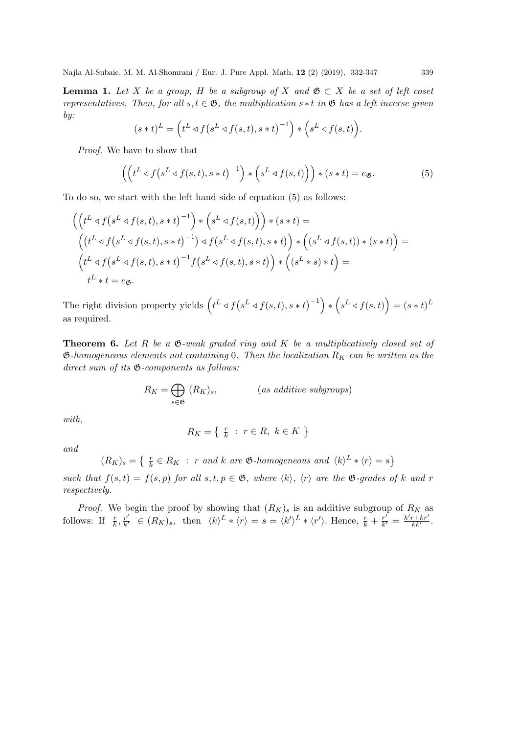**Lemma 1.** *Let $X$ be a group, $H$ be a subgroup of $X$ and $\mathfrak{G} \subset X$ be a set of left coset representatives. Then, for all $s, t \in \mathfrak{G}$, the multiplication $s * t$ in $\mathfrak{G}$ has a left inverse given by:*

$$(s * t)^L = \Big(t^L \triangleleft f\big(s^L \triangleleft f(s,t), s * t\big)^{-1}\Big) * \Big(s^L \triangleleft f(s,t)\Big).$$

*Proof.* We have to show that

$$\Big(\Big(t^L \triangleleft f\big(s^L \triangleleft f(s,t), s * t\big)^{-1}\Big) * \Big(s^L \triangleleft f(s,t)\Big)\Big) * (s * t) = e_{\mathfrak{G}}. \tag{5}$$

To do so, we start with the left hand side of equation (5) as follows:

$$\begin{aligned}
&\Big(\Big(t^L \triangleleft f\big(s^L \triangleleft f(s,t), s * t\big)^{-1}\Big) * \Big(s^L \triangleleft f(s,t)\Big)\Big) * (s * t) = \\
&\Big(\big(t^L \triangleleft f\big(s^L \triangleleft f(s,t), s * t\big)^{-1}\big) \triangleleft f\big(s^L \triangleleft f(s,t), s * t\big)\Big) * \Big((s^L \triangleleft f(s,t)) * (s * t)\Big) = \\
&\Big(t^L \triangleleft f\big(s^L \triangleleft f(s,t), s * t\big)^{-1} f\big(s^L \triangleleft f(s,t), s * t\big)\Big) * \Big((s^L * s) * t\Big) = \\
&\quad t^L * t = e_{\mathfrak{G}}.
\end{aligned}$$

The right division property yields $\Big(t^L \triangleleft f\big(s^L \triangleleft f(s,t), s * t\big)^{-1}\Big) * \Big(s^L \triangleleft f(s,t)\Big) = (s * t)^L$ as required.

**Theorem 6.** *Let $R$ be a $\mathfrak{G}$-weak graded ring and $K$ be a multiplicatively closed set of $\mathfrak{G}$-homogeneous elements not containing $0$. Then the localization $R_K$ can be written as the direct sum of its $\mathfrak{G}$-components as follows:*

$$R_K = \bigoplus_{s \in \mathfrak{G}} (R_K)_s, \qquad \text{(as additive subgroups)}$$

*with,*

$$R_K = \left\{ \ \tfrac{r}{k} \ : \ r \in R, \ k \in K \ \right\}$$

*and*

$$(R_K)_s = \left\{ \ \tfrac{r}{k} \in R_K \ : \ r \text{ and } k \text{ are } \mathfrak{G}\text{-homogeneous and } \langle k \rangle^L * \langle r \rangle = s \right\}$$

*such that $f(s,t) = f(s,p)$ for all $s, t, p \in \mathfrak{G}$, where $\langle k \rangle$, $\langle r \rangle$ are the $\mathfrak{G}$-grades of $k$ and $r$ respectively.*

*Proof.* We begin the proof by showing that $(R_K)_s$ is an additive subgroup of $R_K$ as follows: If $\frac{r}{k}, \frac{r'}{k'} \in (R_K)_s$, then $\langle k \rangle^L * \langle r \rangle = s = \langle k' \rangle^L * \langle r' \rangle$. Hence, $\frac{r}{k} + \frac{r'}{k'} = \frac{k'r + kr'}{kk'}$.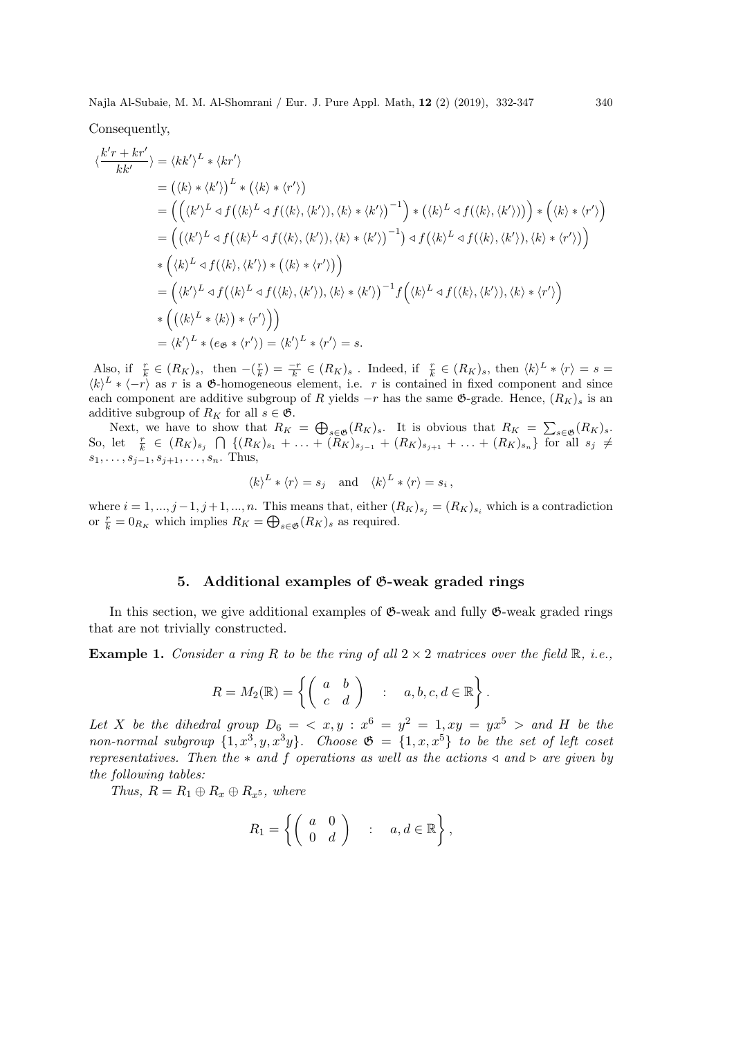Consequently,

$$
\begin{aligned}
\langle \frac{k'r + kr'}{kk'} \rangle &= \langle kk' \rangle^L * \langle kr' \rangle \\
&= \big(\langle k \rangle * \langle k' \rangle\big)^L * \big(\langle k \rangle * \langle r' \rangle\big) \\
&= \Big(\Big(\langle k' \rangle^L \lhd f\big(\langle k \rangle^L \lhd f(\langle k \rangle, \langle k' \rangle), \langle k \rangle * \langle k' \rangle\big)^{-1}\Big) * \big(\langle k \rangle^L \lhd f(\langle k \rangle, \langle k' \rangle)\big)\Big) * \Big(\langle k \rangle * \langle r' \rangle\Big) \\
&= \Big(\big(\langle k' \rangle^L \lhd f\big(\langle k \rangle^L \lhd f(\langle k \rangle, \langle k' \rangle), \langle k \rangle * \langle k' \rangle\big)^{-1}\big) \lhd f\big(\langle k \rangle^L \lhd f(\langle k \rangle, \langle k' \rangle), \langle k \rangle * \langle r' \rangle\big)\Big) \\
&\quad * \Big(\langle k \rangle^L \lhd f(\langle k \rangle, \langle k' \rangle) * \big(\langle k \rangle * \langle r' \rangle\big)\Big) \\
&= \Big(\langle k' \rangle^L \lhd f\big(\langle k \rangle^L \lhd f(\langle k \rangle, \langle k' \rangle), \langle k \rangle * \langle k' \rangle\big)^{-1} f\Big(\langle k \rangle^L \lhd f(\langle k \rangle, \langle k' \rangle), \langle k \rangle * \langle r' \rangle\Big) \\
&\quad * \Big(\big(\langle k \rangle^L * \langle k \rangle\big) * \langle r' \rangle\Big)\Big) \\
&= \langle k' \rangle^L * (e_{\mathfrak{G}} * \langle r' \rangle) = \langle k' \rangle^L * \langle r' \rangle = s.
\end{aligned}
$$

Also, if $\frac{r}{k} \in (R_K)_s$, then $-(\frac{r}{k}) = \frac{-r}{k} \in (R_K)_s$ . Indeed, if $\frac{r}{k} \in (R_K)_s$, then $\langle k \rangle^L * \langle r \rangle = s = \langle k \rangle^L * \langle -r \rangle$ as $r$ is a $\mathfrak{G}$-homogeneous element, i.e. $r$ is contained in fixed component and since each component are additive subgroup of $R$ yields $-r$ has the same $\mathfrak{G}$-grade. Hence, $(R_K)_s$ is an additive subgroup of $R_K$ for all $s \in \mathfrak{G}$.

Next, we have to show that $R_K = \bigoplus_{s \in \mathfrak{G}} (R_K)_s$. It is obvious that $R_K = \sum_{s \in \mathfrak{G}} (R_K)_s$. So, let $\frac{r}{k} \in (R_K)_{s_j} \bigcap \{(R_K)_{s_1} + \ldots + (R_K)_{s_{j-1}} + (R_K)_{s_{j+1}} + \ldots + (R_K)_{s_n}\}$ for all $s_j \neq s_1, \ldots, s_{j-1}, s_{j+1}, \ldots, s_n$. Thus,

$$\langle k \rangle^L * \langle r \rangle = s_j \quad \text{and} \quad \langle k \rangle^L * \langle r \rangle = s_i\,,$$

where $i = 1, ..., j-1, j+1, ..., n$. This means that, either $(R_K)_{s_j} = (R_K)_{s_i}$ which is a contradiction or $\frac{r}{k} = 0_{R_K}$ which implies $R_K = \bigoplus_{s \in \mathfrak{G}} (R_K)_s$ as required.

## 5. Additional examples of $\mathfrak{G}$-weak graded rings

In this section, we give additional examples of $\mathfrak{G}$-weak and fully $\mathfrak{G}$-weak graded rings that are not trivially constructed.

**Example 1.** *Consider a ring $R$ to be the ring of all $2 \times 2$ matrices over the field $\mathbb{R}$, i.e.,*

$$R = M_2(\mathbb{R}) = \left\{ \begin{pmatrix} a & b \\ c & d \end{pmatrix} \quad : \quad a, b, c, d \in \mathbb{R} \right\}.$$

*Let $X$ be the dihedral group $D_6 = < x, y : x^6 = y^2 = 1, xy = yx^5 >$ and $H$ be the non-normal subgroup $\{1, x^3, y, x^3y\}$. Choose $\mathfrak{G} = \{1, x, x^5\}$ to be the set of left coset representatives. Then the $*$ and $f$ operations as well as the actions $\lhd$ and $\rhd$ are given by the following tables:*

*Thus, $R = R_1 \oplus R_x \oplus R_{x^5}$, where*

$$R_1 = \left\{ \begin{pmatrix} a & 0 \\ 0 & d \end{pmatrix} \quad : \quad a, d \in \mathbb{R} \right\},$$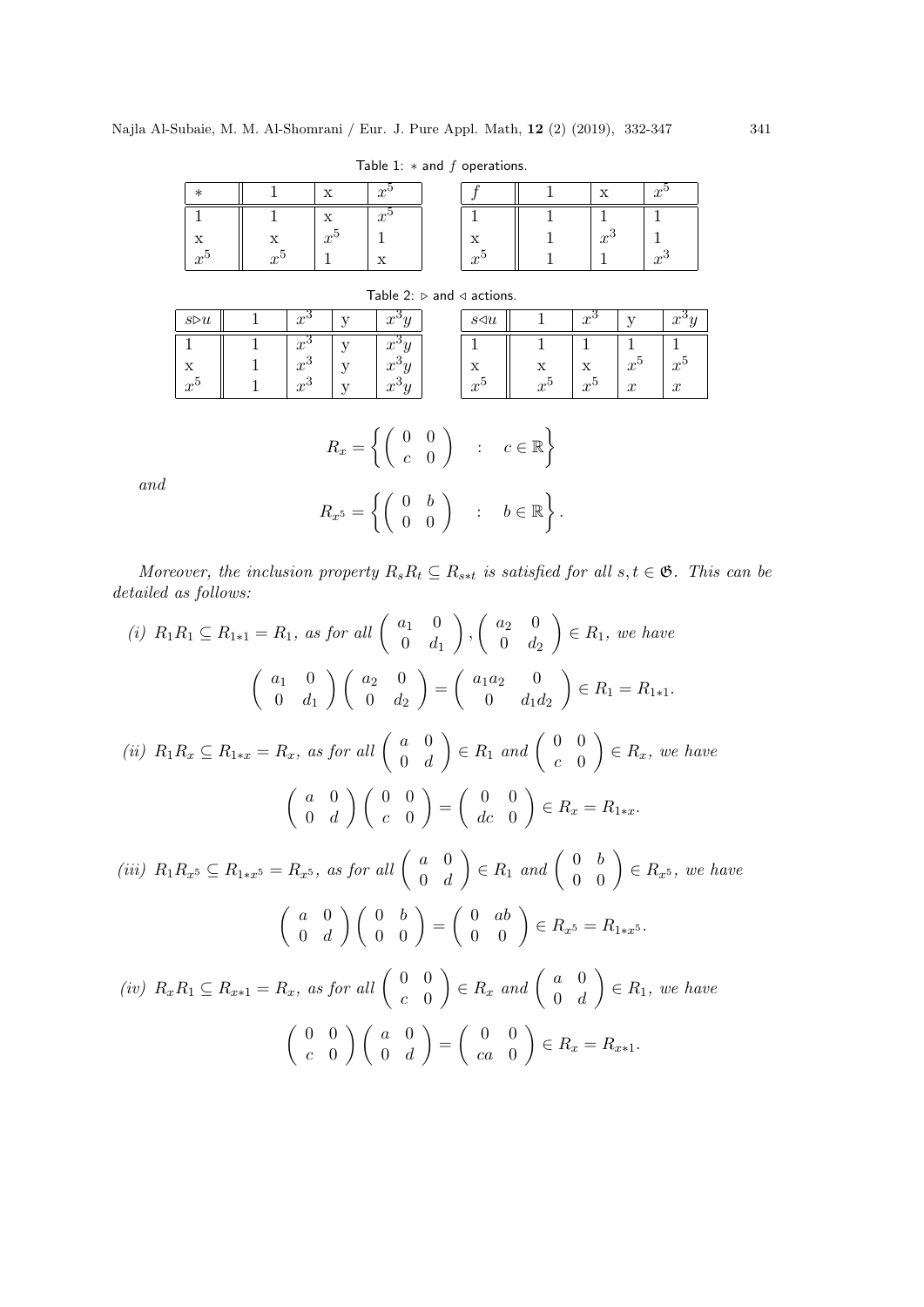Table 1: $*$ and $f$ operations.

| $*$ | 1 | x | $x^5$ |
|---|---|---|---|
| 1 | 1 | x | $x^5$ |
| x | x | $x^5$ | 1 |
| $x^5$ | $x^5$ | 1 | x |

| $f$ | 1 | x | $x^5$ |
|---|---|---|---|
| 1 | 1 | 1 | 1 |
| x | 1 | $x^3$ | 1 |
| $x^5$ | 1 | 1 | $x^3$ |

Table 2: $\triangleright$ and $\triangleleft$ actions.

| $s \triangleright u$ | 1 | $x^3$ | y | $x^3y$ |
|---|---|---|---|---|
| 1 | 1 | $x^3$ | y | $x^3y$ |
| x | 1 | $x^3$ | y | $x^3y$ |
| $x^5$ | 1 | $x^3$ | y | $x^3y$ |

| $s \triangleleft u$ | 1 | $x^3$ | y | $x^3y$ |
|---|---|---|---|---|
| 1 | 1 | 1 | 1 | 1 |
| x | x | x | $x^5$ | $x^5$ |
| $x^5$ | $x^5$ | $x^5$ | $x$ | $x$ |

$$R_x = \left\{ \begin{pmatrix} 0 & 0 \\ c & 0 \end{pmatrix} \quad : \quad c \in \mathbb{R} \right\}$$

*and*

$$R_{x^5} = \left\{ \begin{pmatrix} 0 & b \\ 0 & 0 \end{pmatrix} \quad : \quad b \in \mathbb{R} \right\}.$$

*Moreover, the inclusion property $R_sR_t \subseteq R_{s*t}$ is satisfied for all $s, t \in \mathfrak{G}$. This can be detailed as follows:*

*(i)* $R_1R_1 \subseteq R_{1*1} = R_1$, *as for all* $\begin{pmatrix} a_1 & 0 \\ 0 & d_1 \end{pmatrix}, \begin{pmatrix} a_2 & 0 \\ 0 & d_2 \end{pmatrix} \in R_1$, *we have*

$$\begin{pmatrix} a_1 & 0 \\ 0 & d_1 \end{pmatrix} \begin{pmatrix} a_2 & 0 \\ 0 & d_2 \end{pmatrix} = \begin{pmatrix} a_1a_2 & 0 \\ 0 & d_1d_2 \end{pmatrix} \in R_1 = R_{1*1}.$$

*(ii)* $R_1R_x \subseteq R_{1*x} = R_x$, *as for all* $\begin{pmatrix} a & 0 \\ 0 & d \end{pmatrix} \in R_1$ *and* $\begin{pmatrix} 0 & 0 \\ c & 0 \end{pmatrix} \in R_x$, *we have*

$$\begin{pmatrix} a & 0 \\ 0 & d \end{pmatrix} \begin{pmatrix} 0 & 0 \\ c & 0 \end{pmatrix} = \begin{pmatrix} 0 & 0 \\ dc & 0 \end{pmatrix} \in R_x = R_{1*x}.$$

*(iii)* $R_1R_{x^5} \subseteq R_{1*x^5} = R_{x^5}$, *as for all* $\begin{pmatrix} a & 0 \\ 0 & d \end{pmatrix} \in R_1$ *and* $\begin{pmatrix} 0 & b \\ 0 & 0 \end{pmatrix} \in R_{x^5}$, *we have*

$$\begin{pmatrix} a & 0 \\ 0 & d \end{pmatrix} \begin{pmatrix} 0 & b \\ 0 & 0 \end{pmatrix} = \begin{pmatrix} 0 & ab \\ 0 & 0 \end{pmatrix} \in R_{x^5} = R_{1*x^5}.$$

*(iv)* $R_xR_1 \subseteq R_{x*1} = R_x$, *as for all* $\begin{pmatrix} 0 & 0 \\ c & 0 \end{pmatrix} \in R_x$ *and* $\begin{pmatrix} a & 0 \\ 0 & d \end{pmatrix} \in R_1$, *we have*

$$\begin{pmatrix} 0 & 0 \\ c & 0 \end{pmatrix} \begin{pmatrix} a & 0 \\ 0 & d \end{pmatrix} = \begin{pmatrix} 0 & 0 \\ ca & 0 \end{pmatrix} \in R_x = R_{x*1}.$$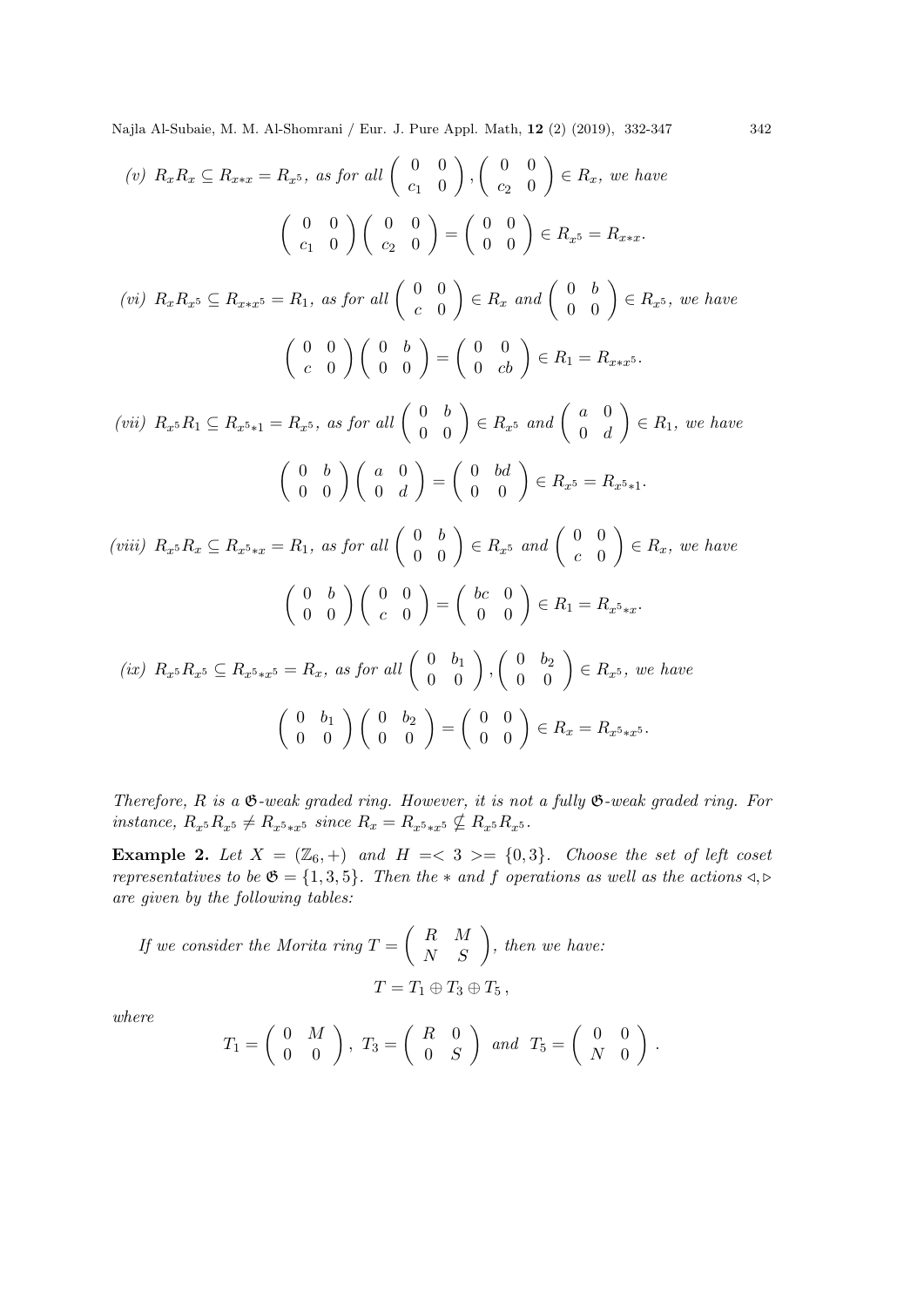*(v)* $R_xR_x \subseteq R_{x*x} = R_{x^5}$, *as for all* $\begin{pmatrix} 0 & 0 \\ c_1 & 0 \end{pmatrix}, \begin{pmatrix} 0 & 0 \\ c_2 & 0 \end{pmatrix} \in R_x$, *we have*

$$\begin{pmatrix} 0 & 0 \\ c_1 & 0 \end{pmatrix}\begin{pmatrix} 0 & 0 \\ c_2 & 0 \end{pmatrix} = \begin{pmatrix} 0 & 0 \\ 0 & 0 \end{pmatrix} \in R_{x^5} = R_{x*x}.$$

*(vi)* $R_xR_{x^5} \subseteq R_{x*x^5} = R_1$, *as for all* $\begin{pmatrix} 0 & 0 \\ c & 0 \end{pmatrix} \in R_x$ *and* $\begin{pmatrix} 0 & b \\ 0 & 0 \end{pmatrix} \in R_{x^5}$, *we have*

$$\begin{pmatrix} 0 & 0 \\ c & 0 \end{pmatrix}\begin{pmatrix} 0 & b \\ 0 & 0 \end{pmatrix} = \begin{pmatrix} 0 & 0 \\ 0 & cb \end{pmatrix} \in R_1 = R_{x*x^5}.$$

*(vii)* $R_{x^5}R_1 \subseteq R_{x^5*1} = R_{x^5}$, *as for all* $\begin{pmatrix} 0 & b \\ 0 & 0 \end{pmatrix} \in R_{x^5}$ *and* $\begin{pmatrix} a & 0 \\ 0 & d \end{pmatrix} \in R_1$, *we have*

$$\begin{pmatrix} 0 & b \\ 0 & 0 \end{pmatrix}\begin{pmatrix} a & 0 \\ 0 & d \end{pmatrix} = \begin{pmatrix} 0 & bd \\ 0 & 0 \end{pmatrix} \in R_{x^5} = R_{x^5*1}.$$

*(viii)* $R_{x^5}R_x \subseteq R_{x^5*x} = R_1$, *as for all* $\begin{pmatrix} 0 & b \\ 0 & 0 \end{pmatrix} \in R_{x^5}$ *and* $\begin{pmatrix} 0 & 0 \\ c & 0 \end{pmatrix} \in R_x$, *we have*

$$\begin{pmatrix} 0 & b \\ 0 & 0 \end{pmatrix}\begin{pmatrix} 0 & 0 \\ c & 0 \end{pmatrix} = \begin{pmatrix} bc & 0 \\ 0 & 0 \end{pmatrix} \in R_1 = R_{x^5*x}.$$

*(ix)* $R_{x^5}R_{x^5} \subseteq R_{x^5*x^5} = R_x$, *as for all* $\begin{pmatrix} 0 & b_1 \\ 0 & 0 \end{pmatrix}, \begin{pmatrix} 0 & b_2 \\ 0 & 0 \end{pmatrix} \in R_{x^5}$, *we have*

$$\begin{pmatrix} 0 & b_1 \\ 0 & 0 \end{pmatrix}\begin{pmatrix} 0 & b_2 \\ 0 & 0 \end{pmatrix} = \begin{pmatrix} 0 & 0 \\ 0 & 0 \end{pmatrix} \in R_x = R_{x^5*x^5}.$$

*Therefore, $R$ is a $\mathfrak{G}$-weak graded ring. However, it is not a fully $\mathfrak{G}$-weak graded ring. For instance, $R_{x^5}R_{x^5} \neq R_{x^5*x^5}$ since $R_x = R_{x^5*x^5} \nsubseteq R_{x^5}R_{x^5}$.*

**Example 2.** *Let $X = (\mathbb{Z}_6, +)$ and $H = < 3 >= \{0, 3\}$. Choose the set of left coset representatives to be $\mathfrak{G} = \{1, 3, 5\}$. Then the $*$ and $f$ operations as well as the actions $\triangleleft, \triangleright$ are given by the following tables:*

*If we consider the Morita ring* $T = \begin{pmatrix} R & M \\ N & S \end{pmatrix}$, *then we have:*

$$T = T_1 \oplus T_3 \oplus T_5\,,$$

*where*

$$T_1 = \begin{pmatrix} 0 & M \\ 0 & 0 \end{pmatrix},\ T_3 = \begin{pmatrix} R & 0 \\ 0 & S \end{pmatrix} \ \text{and}\ \ T_5 = \begin{pmatrix} 0 & 0 \\ N & 0 \end{pmatrix}.$$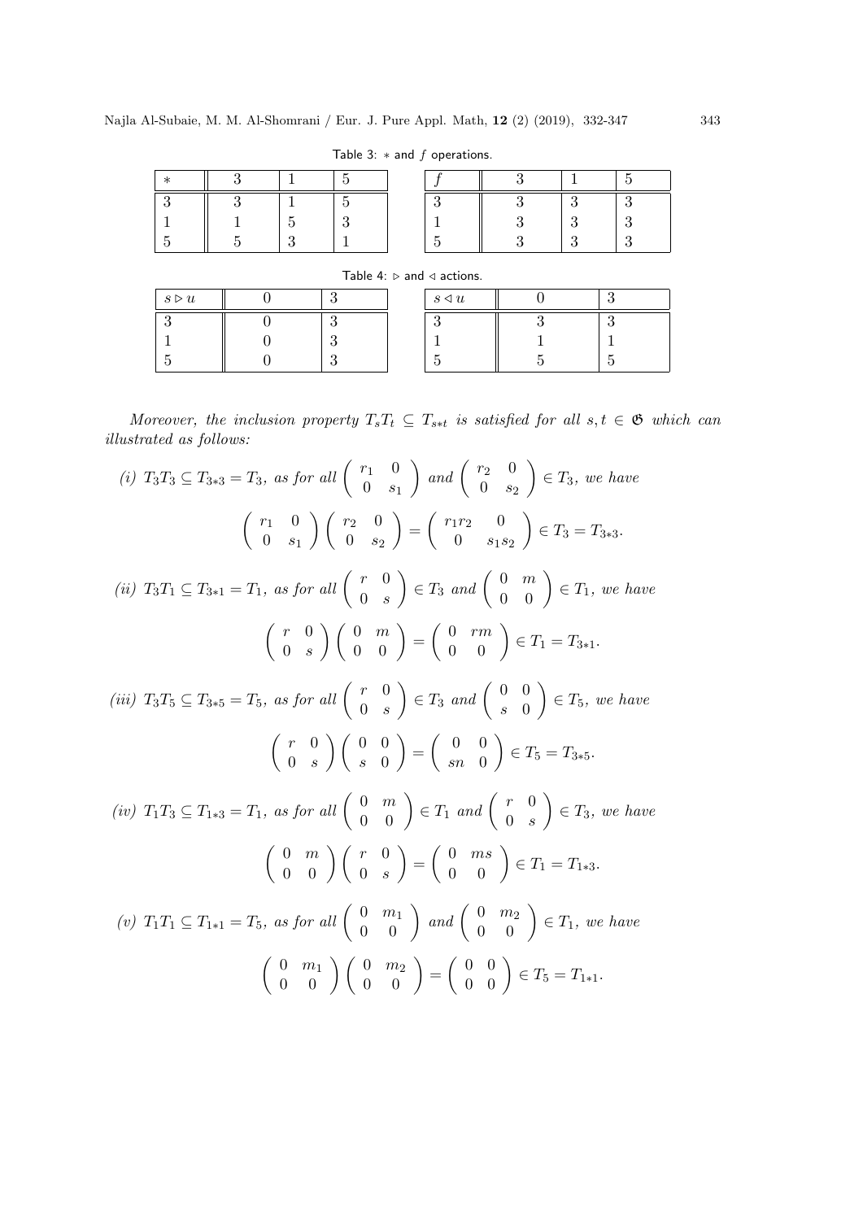Table 3: $*$ and $f$ operations.

| $*$ | 3 | 1 | 5 |
|---|---|---|---|
| 3 | 3 | 1 | 5 |
| 1 | 1 | 5 | 3 |
| 5 | 5 | 3 | 1 |

| $f$ | 3 | 1 | 5 |
|---|---|---|---|
| 3 | 3 | 3 | 3 |
| 1 | 3 | 3 | 3 |
| 5 | 3 | 3 | 3 |

Table 4: $\triangleright$ and $\triangleleft$ actions.

| $s \triangleright u$ | 0 | 3 |
|---|---|---|
| 3 | 0 | 3 |
| 1 | 0 | 3 |
| 5 | 0 | 3 |

| $s \triangleleft u$ | 0 | 3 |
|---|---|---|
| 3 | 3 | 3 |
| 1 | 1 | 1 |
| 5 | 5 | 5 |

*Moreover, the inclusion property $T_sT_t \subseteq T_{s*t}$ is satisfied for all $s, t \in \mathfrak{G}$ which can illustrated as follows:*

*(i)* $T_3T_3 \subseteq T_{3*3} = T_3$, *as for all* $\begin{pmatrix} r_1 & 0 \\ 0 & s_1 \end{pmatrix}$ *and* $\begin{pmatrix} r_2 & 0 \\ 0 & s_2 \end{pmatrix} \in T_3$, *we have*

$$\begin{pmatrix} r_1 & 0 \\ 0 & s_1 \end{pmatrix} \begin{pmatrix} r_2 & 0 \\ 0 & s_2 \end{pmatrix} = \begin{pmatrix} r_1r_2 & 0 \\ 0 & s_1s_2 \end{pmatrix} \in T_3 = T_{3*3}.$$

*(ii)* $T_3T_1 \subseteq T_{3*1} = T_1$, *as for all* $\begin{pmatrix} r & 0 \\ 0 & s \end{pmatrix} \in T_3$ *and* $\begin{pmatrix} 0 & m \\ 0 & 0 \end{pmatrix} \in T_1$, *we have*

$$\begin{pmatrix} r & 0 \\ 0 & s \end{pmatrix} \begin{pmatrix} 0 & m \\ 0 & 0 \end{pmatrix} = \begin{pmatrix} 0 & rm \\ 0 & 0 \end{pmatrix} \in T_1 = T_{3*1}.$$

*(iii)* $T_3T_5 \subseteq T_{3*5} = T_5$, *as for all* $\begin{pmatrix} r & 0 \\ 0 & s \end{pmatrix} \in T_3$ *and* $\begin{pmatrix} 0 & 0 \\ s & 0 \end{pmatrix} \in T_5$, *we have*

$$\begin{pmatrix} r & 0 \\ 0 & s \end{pmatrix} \begin{pmatrix} 0 & 0 \\ s & 0 \end{pmatrix} = \begin{pmatrix} 0 & 0 \\ sn & 0 \end{pmatrix} \in T_5 = T_{3*5}.$$

*(iv)* $T_1T_3 \subseteq T_{1*3} = T_1$, *as for all* $\begin{pmatrix} 0 & m \\ 0 & 0 \end{pmatrix} \in T_1$ *and* $\begin{pmatrix} r & 0 \\ 0 & s \end{pmatrix} \in T_3$, *we have*

$$\begin{pmatrix} 0 & m \\ 0 & 0 \end{pmatrix} \begin{pmatrix} r & 0 \\ 0 & s \end{pmatrix} = \begin{pmatrix} 0 & ms \\ 0 & 0 \end{pmatrix} \in T_1 = T_{1*3}.$$

*(v)* $T_1T_1 \subseteq T_{1*1} = T_5$, *as for all* $\begin{pmatrix} 0 & m_1 \\ 0 & 0 \end{pmatrix}$ *and* $\begin{pmatrix} 0 & m_2 \\ 0 & 0 \end{pmatrix} \in T_1$, *we have*

$$\begin{pmatrix} 0 & m_1 \\ 0 & 0 \end{pmatrix} \begin{pmatrix} 0 & m_2 \\ 0 & 0 \end{pmatrix} = \begin{pmatrix} 0 & 0 \\ 0 & 0 \end{pmatrix} \in T_5 = T_{1*1}.$$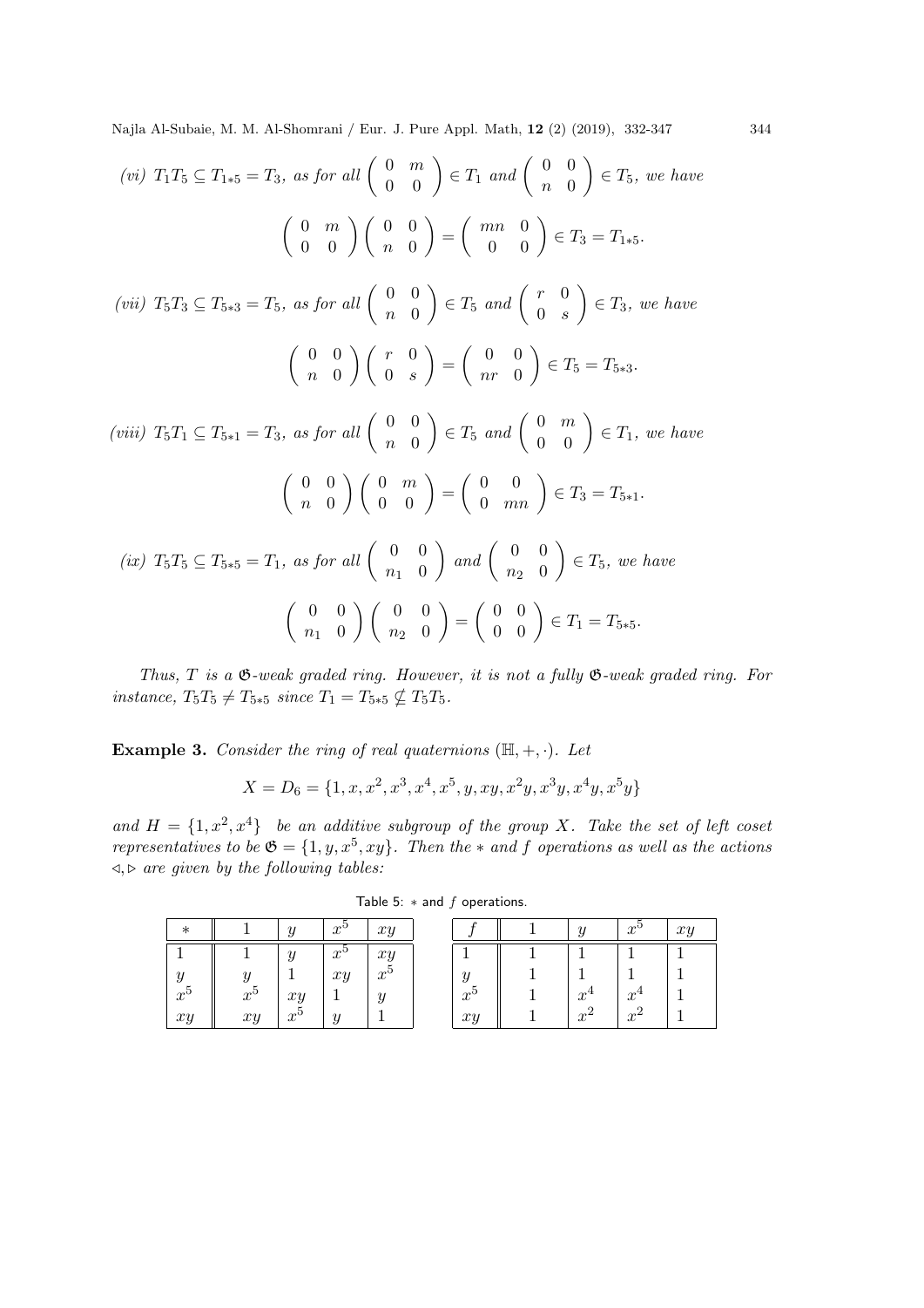*(vi)* $T_1T_5 \subseteq T_{1*5} = T_3$, *as for all* $\begin{pmatrix} 0 & m \\ 0 & 0 \end{pmatrix} \in T_1$ *and* $\begin{pmatrix} 0 & 0 \\ n & 0 \end{pmatrix} \in T_5$, *we have*

$$\begin{pmatrix} 0 & m \\ 0 & 0 \end{pmatrix}\begin{pmatrix} 0 & 0 \\ n & 0 \end{pmatrix} = \begin{pmatrix} mn & 0 \\ 0 & 0 \end{pmatrix} \in T_3 = T_{1*5}.$$

*(vii)* $T_5T_3 \subseteq T_{5*3} = T_5$, *as for all* $\begin{pmatrix} 0 & 0 \\ n & 0 \end{pmatrix} \in T_5$ *and* $\begin{pmatrix} r & 0 \\ 0 & s \end{pmatrix} \in T_3$, *we have*

$$\begin{pmatrix} 0 & 0 \\ n & 0 \end{pmatrix}\begin{pmatrix} r & 0 \\ 0 & s \end{pmatrix} = \begin{pmatrix} 0 & 0 \\ nr & 0 \end{pmatrix} \in T_5 = T_{5*3}.$$

*(viii)* $T_5T_1 \subseteq T_{5*1} = T_3$, *as for all* $\begin{pmatrix} 0 & 0 \\ n & 0 \end{pmatrix} \in T_5$ *and* $\begin{pmatrix} 0 & m \\ 0 & 0 \end{pmatrix} \in T_1$, *we have*

$$\begin{pmatrix} 0 & 0 \\ n & 0 \end{pmatrix}\begin{pmatrix} 0 & m \\ 0 & 0 \end{pmatrix} = \begin{pmatrix} 0 & 0 \\ 0 & mn \end{pmatrix} \in T_3 = T_{5*1}.$$

*(ix)* $T_5T_5 \subseteq T_{5*5} = T_1$, *as for all* $\begin{pmatrix} 0 & 0 \\ n_1 & 0 \end{pmatrix}$ *and* $\begin{pmatrix} 0 & 0 \\ n_2 & 0 \end{pmatrix} \in T_5$, *we have*

$$\begin{pmatrix} 0 & 0 \\ n_1 & 0 \end{pmatrix}\begin{pmatrix} 0 & 0 \\ n_2 & 0 \end{pmatrix} = \begin{pmatrix} 0 & 0 \\ 0 & 0 \end{pmatrix} \in T_1 = T_{5*5}.$$

*Thus, $T$ is a $\mathfrak{G}$-weak graded ring. However, it is not a fully $\mathfrak{G}$-weak graded ring. For instance, $T_5T_5 \neq T_{5*5}$ since $T_1 = T_{5*5} \nsubseteq T_5T_5$.*

**Example 3.** *Consider the ring of real quaternions $(\mathbb{H}, +, \cdot)$. Let*

$$X = D_6 = \{1, x, x^2, x^3, x^4, x^5, y, xy, x^2y, x^3y, x^4y, x^5y\}$$

*and $H = \{1, x^2, x^4\}$ be an additive subgroup of the group $X$. Take the set of left coset representatives to be $\mathfrak{G} = \{1, y, x^5, xy\}$. Then the $*$ and $f$ operations as well as the actions $\triangleleft, \triangleright$ are given by the following tables:*

Table 5: $*$ and $f$ operations.

| $*$ | $1$ | $y$ | $x^5$ | $xy$ |
|---|---|---|---|---|
| $1$ | $1$ | $y$ | $x^5$ | $xy$ |
| $y$ | $y$ | $1$ | $xy$ | $x^5$ |
| $x^5$ | $x^5$ | $xy$ | $1$ | $y$ |
| $xy$ | $xy$ | $x^5$ | $y$ | $1$ |

| $f$ | $1$ | $y$ | $x^5$ | $xy$ |
|---|---|---|---|---|
| $1$ | $1$ | $1$ | $1$ | $1$ |
| $y$ | $1$ | $1$ | $1$ | $1$ |
| $x^5$ | $1$ | $x^4$ | $x^4$ | $1$ |
| $xy$ | $1$ | $x^2$ | $x^2$ | $1$ |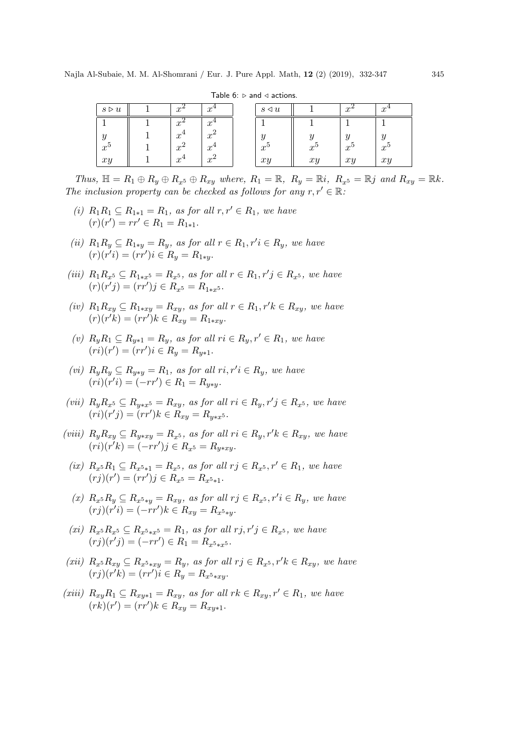Table 6: $\triangleright$ and $\triangleleft$ actions.

| $s \triangleright u$ | $1$ | $x^2$ | $x^4$ |
|---|---|---|---|
| $1$ | $1$ | $x^2$ | $x^4$ |
| $y$ | $1$ | $x^4$ | $x^2$ |
| $x^5$ | $1$ | $x^2$ | $x^4$ |
| $xy$ | $1$ | $x^4$ | $x^2$ |

| $s \triangleleft u$ | $1$ | $x^2$ | $x^4$ |
|---|---|---|---|
| $1$ | $1$ | $1$ | $1$ |
| $y$ | $y$ | $y$ | $y$ |
| $x^5$ | $x^5$ | $x^5$ | $x^5$ |
| $xy$ | $xy$ | $xy$ | $xy$ |

*Thus,* $\mathbb{H} = R_1 \oplus R_y \oplus R_{x^5} \oplus R_{xy}$ *where,* $R_1 = \mathbb{R}$, $R_y = \mathbb{R}i$, $R_{x^5} = \mathbb{R}j$ *and* $R_{xy} = \mathbb{R}k$. *The inclusion property can be checked as follows for any* $r, r' \in \mathbb{R}$*:*

(i) $R_1 R_1 \subseteq R_{1*1} = R_1$, *as for all* $r, r' \in R_1$, *we have* $(r)(r') = rr' \in R_1 = R_{1*1}$.

(ii) $R_1 R_y \subseteq R_{1*y} = R_y$, *as for all* $r \in R_1, r'i \in R_y$, *we have* $(r)(r'i) = (rr')i \in R_y = R_{1*y}$.

(iii) $R_1 R_{x^5} \subseteq R_{1*x^5} = R_{x^5}$, *as for all* $r \in R_1, r'j \in R_{x^5}$, *we have* $(r)(r'j) = (rr')j \in R_{x^5} = R_{1*x^5}$.

(iv) $R_1 R_{xy} \subseteq R_{1*xy} = R_{xy}$, *as for all* $r \in R_1, r'k \in R_{xy}$, *we have* $(r)(r'k) = (rr')k \in R_{xy} = R_{1*xy}$.

(v) $R_y R_1 \subseteq R_{y*1} = R_y$, *as for all* $ri \in R_y, r' \in R_1$, *we have* $(ri)(r') = (rr')i \in R_y = R_{y*1}$.

(vi) $R_y R_y \subseteq R_{y*y} = R_1$, *as for all* $ri, r'i \in R_y$, *we have* $(ri)(r'i) = (-rr') \in R_1 = R_{y*y}$.

(vii) $R_y R_{x^5} \subseteq R_{y*x^5} = R_{xy}$, *as for all* $ri \in R_y, r'j \in R_{x^5}$, *we have* $(ri)(r'j) = (rr')k \in R_{xy} = R_{y*x^5}$.

(viii) $R_y R_{xy} \subseteq R_{y*xy} = R_{x^5}$, *as for all* $ri \in R_y, r'k \in R_{xy}$, *we have* $(ri)(r'k) = (-rr')j \in R_{x^5} = R_{y*xy}$.

(ix) $R_{x^5} R_1 \subseteq R_{x^5*1} = R_{x^5}$, *as for all* $rj \in R_{x^5}, r' \in R_1$, *we have* $(rj)(r') = (rr')j \in R_{x^5} = R_{x^5*1}$.

(x) $R_{x^5} R_y \subseteq R_{x^5*y} = R_{xy}$, *as for all* $rj \in R_{x^5}, r'i \in R_y$, *we have* $(rj)(r'i) = (-rr')k \in R_{xy} = R_{x^5*y}$.

(xi) $R_{x^5} R_{x^5} \subseteq R_{x^5*x^5} = R_1$, *as for all* $rj, r'j \in R_{x^5}$, *we have* $(rj)(r'j) = (-rr') \in R_1 = R_{x^5*x^5}$.

(xii) $R_{x^5} R_{xy} \subseteq R_{x^5*xy} = R_y$, *as for all* $rj \in R_{x^5}, r'k \in R_{xy}$, *we have* $(rj)(r'k) = (rr')i \in R_y = R_{x^5*xy}$.

(xiii) $R_{xy} R_1 \subseteq R_{xy*1} = R_{xy}$, *as for all* $rk \in R_{xy}, r' \in R_1$, *we have* $(rk)(r') = (rr')k \in R_{xy} = R_{xy*1}$.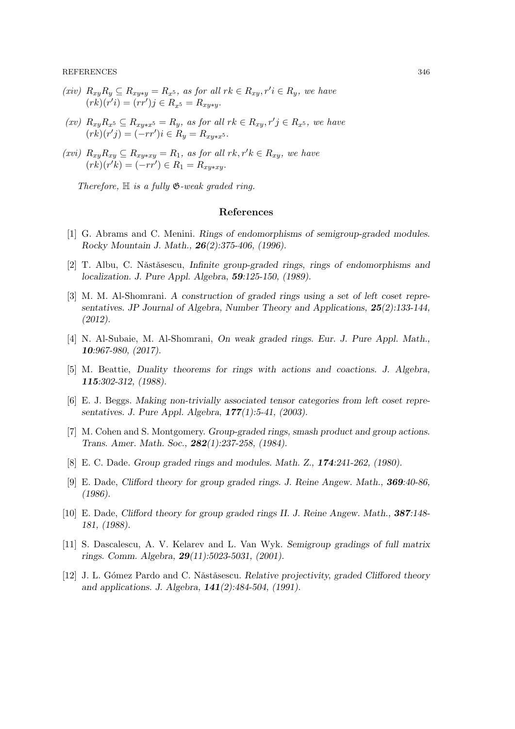*(xiv)* $R_{xy}R_y \subseteq R_{xy*y} = R_{x^5}$, *as for all* $rk \in R_{xy}, r'i \in R_y$, *we have* $(rk)(r'i) = (rr')j \in R_{x^5} = R_{xy*y}$.

*(xv)* $R_{xy}R_{x^5} \subseteq R_{xy*x^5} = R_y$, *as for all* $rk \in R_{xy}, r'j \in R_{x^5}$, *we have* $(rk)(r'j) = (-rr')i \in R_y = R_{xy*x^5}$.

*(xvi)* $R_{xy}R_{xy} \subseteq R_{xy*xy} = R_1$, *as for all* $rk, r'k \in R_{xy}$, *we have* $(rk)(r'k) = (-rr') \in R_1 = R_{xy*xy}$.

*Therefore,* $\mathbb{H}$ *is a fully* $\mathfrak{G}$*-weak graded ring.*

## References

[1] G. Abrams and C. Menini. *Rings of endomorphisms of semigroup-graded modules. Rocky Mountain J. Math.*, ***26****(2):375-406, (1996).*

[2] T. Albu, C. Năstăsescu, *Infinite group-graded rings, rings of endomorphisms and localization. J. Pure Appl. Algebra,* ***59****:125-150, (1989).*

[3] M. M. Al-Shomrani. *A construction of graded rings using a set of left coset representatives. JP Journal of Algebra, Number Theory and Applications,* ***25****(2):133-144, (2012).*

[4] N. Al-Subaie, M. Al-Shomrani, *On weak graded rings. Eur. J. Pure Appl. Math.,* ***10****:967-980, (2017).*

[5] M. Beattie, *Duality theorems for rings with actions and coactions. J. Algebra,* ***115****:302-312, (1988).*

[6] E. J. Beggs. *Making non-trivially associated tensor categories from left coset representatives. J. Pure Appl. Algebra,* ***177****(1):5-41, (2003).*

[7] M. Cohen and S. Montgomery. *Group-graded rings, smash product and group actions. Trans. Amer. Math. Soc.,* ***282****(1):237-258, (1984).*

[8] E. C. Dade. *Group graded rings and modules. Math. Z.,* ***174****:241-262, (1980).*

[9] E. Dade, *Clifford theory for group graded rings. J. Reine Angew. Math.,* ***369****:40-86, (1986).*

[10] E. Dade, *Clifford theory for group graded rings II. J. Reine Angew. Math.,* ***387****:148-181, (1988).*

[11] S. Dascalescu, A. V. Kelarev and L. Van Wyk. *Semigroup gradings of full matrix rings. Comm. Algebra,* ***29****(11):5023-5031, (2001).*

[12] J. L. Gómez Pardo and C. Năstăsescu. *Relative projectivity, graded Cliffored theory and applications. J. Algebra,* ***141****(2):484-504, (1991).*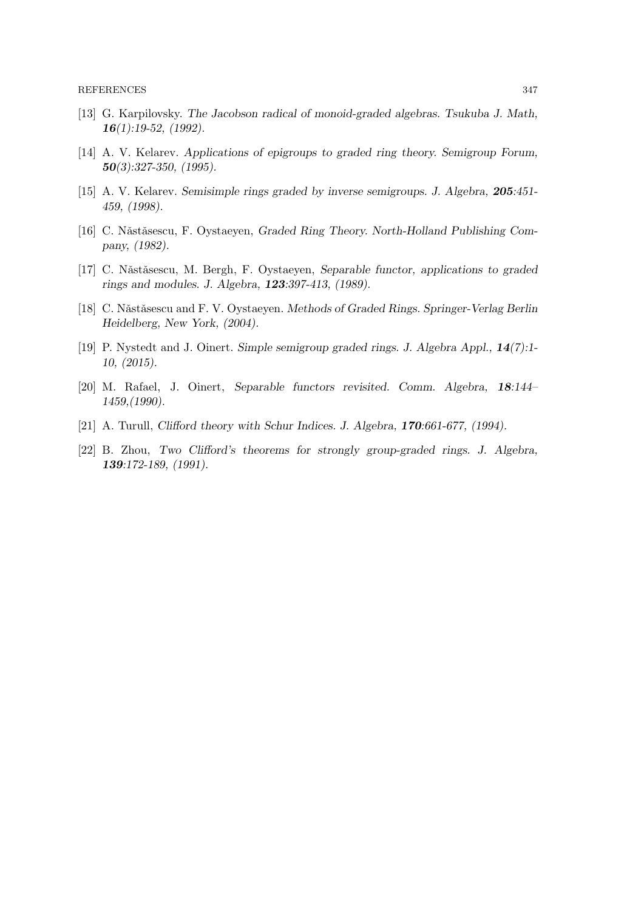[13] G. Karpilovsky. *The Jacobson radical of monoid-graded algebras. Tsukuba J. Math,* ***16****(1):19-52, (1992).*

[14] A. V. Kelarev. *Applications of epigroups to graded ring theory. Semigroup Forum,* ***50****(3):327-350, (1995).*

[15] A. V. Kelarev. *Semisimple rings graded by inverse semigroups. J. Algebra,* ***205****:451-459, (1998).*

[16] C. Năstăsescu, F. Oystaeyen, *Graded Ring Theory. North-Holland Publishing Company, (1982).*

[17] C. Năstăsescu, M. Bergh, F. Oystaeyen, *Separable functor, applications to graded rings and modules. J. Algebra,* ***123****:397-413, (1989).*

[18] C. Năstăsescu and F. V. Oystaeyen. *Methods of Graded Rings. Springer-Verlag Berlin Heidelberg, New York, (2004).*

[19] P. Nystedt and J. Oinert. *Simple semigroup graded rings. J. Algebra Appl.,* ***14****(7):1-10, (2015).*

[20] M. Rafael, J. Oinert, *Separable functors revisited. Comm. Algebra,* ***18****:144–1459,(1990).*

[21] A. Turull, *Clifford theory with Schur Indices. J. Algebra,* ***170****:661-677, (1994).*

[22] B. Zhou, *Two Clifford's theorems for strongly group-graded rings. J. Algebra,* ***139****:172-189, (1991).*